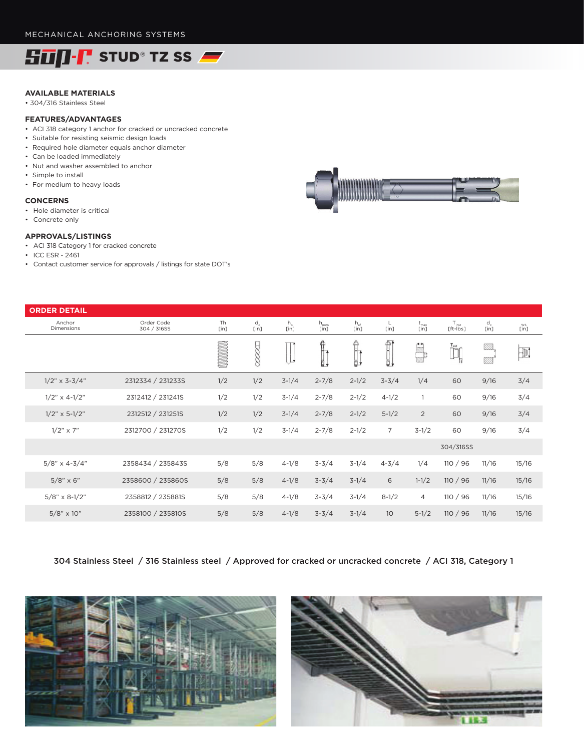MECHANICAL ANCHORING SYSTEMS

# SUP-R STUD® TZ SS

### AVAILABLE MATERIALS

- 304/316 Stainless Steel

### FEATURES/ADVANTAGES

- ACI 318 category 1 anchor for cracked or uncracked concrete
- Suitable for resisting seismic design loads
- Required hole diameter equals anchor diameter
- Can be loaded immediately
- Nut and washer assembled to anchor
- Simple to install
- For medium to heavy loads

### CONCERNS

- Hole diameter is critical
- Concrete only

### APPROVALS/LISTINGS

- ACI 318 Category 1 for cracked concrete
- ICC ESR - 2461
- Contact customer service for approvals / listings for state DOT's

## ORDER DETAIL

| Anchor Dimensions | Order Code 304 / 316SS | Th [in] | $d_o$ [in] | $h_o$ [in] | $h_{nom}$ [in] | $h_{ef}$ [in] | L [in] | $t_{max}$ [in] | $T_{inst}$ [ft-lbs] | $d_c$ [in] | WS [in] |
|---|---|---|---|---|---|---|---|---|---|---|---|
| 1/2" x 3-3/4" | 2312334 / 231233S | 1/2 | 1/2 | 3-1/4 | 2-7/8 | 2-1/2 | 3-3/4 | 1/4 | 60 | 9/16 | 3/4 |
| 1/2" x 4-1/2" | 2312412 / 231241S | 1/2 | 1/2 | 3-1/4 | 2-7/8 | 2-1/2 | 4-1/2 | 1 | 60 | 9/16 | 3/4 |
| 1/2" x 5-1/2" | 2312512 / 231251S | 1/2 | 1/2 | 3-1/4 | 2-7/8 | 2-1/2 | 5-1/2 | 2 | 60 | 9/16 | 3/4 |
| 1/2" x 7" | 2312700 / 231270S | 1/2 | 1/2 | 3-1/4 | 2-7/8 | 2-1/2 | 7 | 3-1/2 | 60 | 9/16 | 3/4 |
| | | | | | | | | | 304/316SS | | |
| 5/8" x 4-3/4" | 2358434 / 235843S | 5/8 | 5/8 | 4-1/8 | 3-3/4 | 3-1/4 | 4-3/4 | 1/4 | 110 / 96 | 11/16 | 15/16 |
| 5/8" x 6" | 2358600 / 235860S | 5/8 | 5/8 | 4-1/8 | 3-3/4 | 3-1/4 | 6 | 1-1/2 | 110 / 96 | 11/16 | 15/16 |
| 5/8" x 8-1/2" | 2358812 / 235881S | 5/8 | 5/8 | 4-1/8 | 3-3/4 | 3-1/4 | 8-1/2 | 4 | 110 / 96 | 11/16 | 15/16 |
| 5/8" x 10" | 2358100 / 235810S | 5/8 | 5/8 | 4-1/8 | 3-3/4 | 3-1/4 | 10 | 5-1/2 | 110 / 96 | 11/16 | 15/16 |

**304 Stainless Steel / 316 Stainless steel / Approved for cracked or uncracked concrete / ACI 318, Category 1**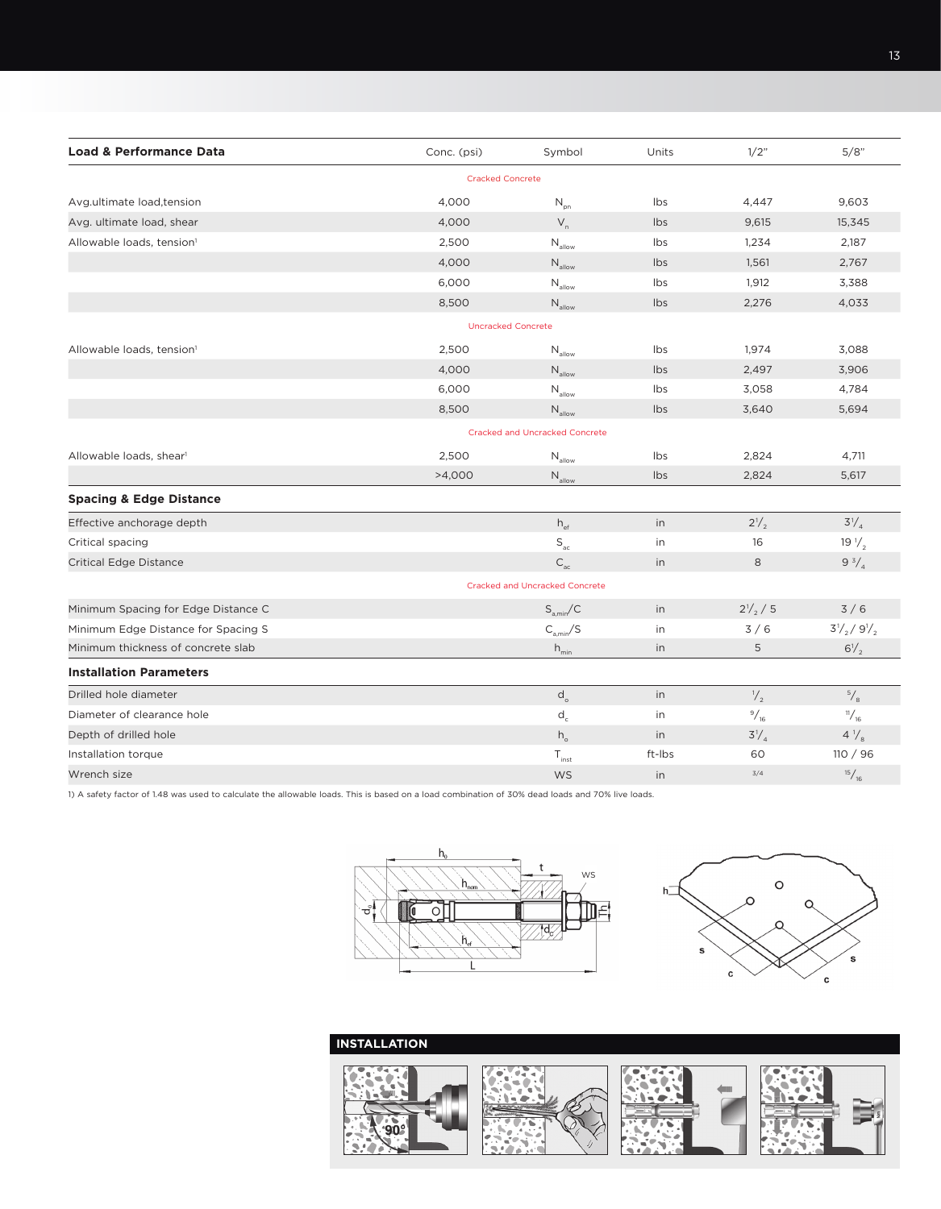| Load & Performance Data | Conc. (psi) | Symbol | Units | 1/2" | 5/8" |
|---|---|---|---|---|---|
| | | Cracked Concrete | | | |
| Avg.ultimate load,tension | 4,000 | $N_{pn}$ | lbs | 4,447 | 9,603 |
| Avg. ultimate load, shear | 4,000 | $V_n$ | lbs | 9,615 | 15,345 |
| Allowable loads, tension[1] | 2,500 | $N_{allow}$ | lbs | 1,234 | 2,187 |
| | 4,000 | $N_{allow}$ | lbs | 1,561 | 2,767 |
| | 6,000 | $N_{allow}$ | lbs | 1,912 | 3,388 |
| | 8,500 | $N_{allow}$ | lbs | 2,276 | 4,033 |
| | | Uncracked Concrete | | | |
| Allowable loads, tension[1] | 2,500 | $N_{allow}$ | lbs | 1,974 | 3,088 |
| | 4,000 | $N_{allow}$ | lbs | 2,497 | 3,906 |
| | 6,000 | $N_{allow}$ | lbs | 3,058 | 4,784 |
| | 8,500 | $N_{allow}$ | lbs | 3,640 | 5,694 |
| | | Cracked and Uncracked Concrete | | | |
| Allowable loads, shear[1] | 2,500 | $N_{allow}$ | lbs | 2,824 | 4,711 |
| | >4,000 | $N_{allow}$ | lbs | 2,824 | 5,617 |
| **Spacing & Edge Distance** | | | | | |
| Effective anchorage depth | | $h_{ef}$ | in | 2$^1/_2$ | 3$^1/_4$ |
| Critical spacing | | $S_{ac}$ | in | 16 | 19 $^1/_2$ |
| Critical Edge Distance | | $C_{ac}$ | in | 8 | 9 $^3/_4$ |
| | | Cracked and Uncracked Concrete | | | |
| Minimum Spacing for Edge Distance C | | $S_{a,min}$/C | in | 2$^1/_2$ / 5 | 3 / 6 |
| Minimum Edge Distance for Spacing S | | $C_{a,min}$/S | in | 3 / 6 | 3$^1/_2$ / 9$^1/_2$ |
| Minimum thickness of concrete slab | | $h_{min}$ | in | 5 | 6$^1/_2$ |
| **Installation Parameters** | | | | | |
| Drilled hole diameter | | $d_o$ | in | $^1/_2$ | $^5/_8$ |
| Diameter of clearance hole | | $d_c$ | in | $^9/_{16}$ | $^{11}/_{16}$ |
| Depth of drilled hole | | $h_o$ | in | 3$^1/_4$ | 4 $^1/_8$ |
| Installation torque | | $T_{inst}$ | ft-lbs | 60 | 110 / 96 |
| Wrench size | | WS | in | 3/4 | $^{15}/_{16}$ |

1) A safety factor of 1.48 was used to calculate the allowable loads. This is based on a load combination of 30% dead loads and 70% live loads.

## INSTALLATION